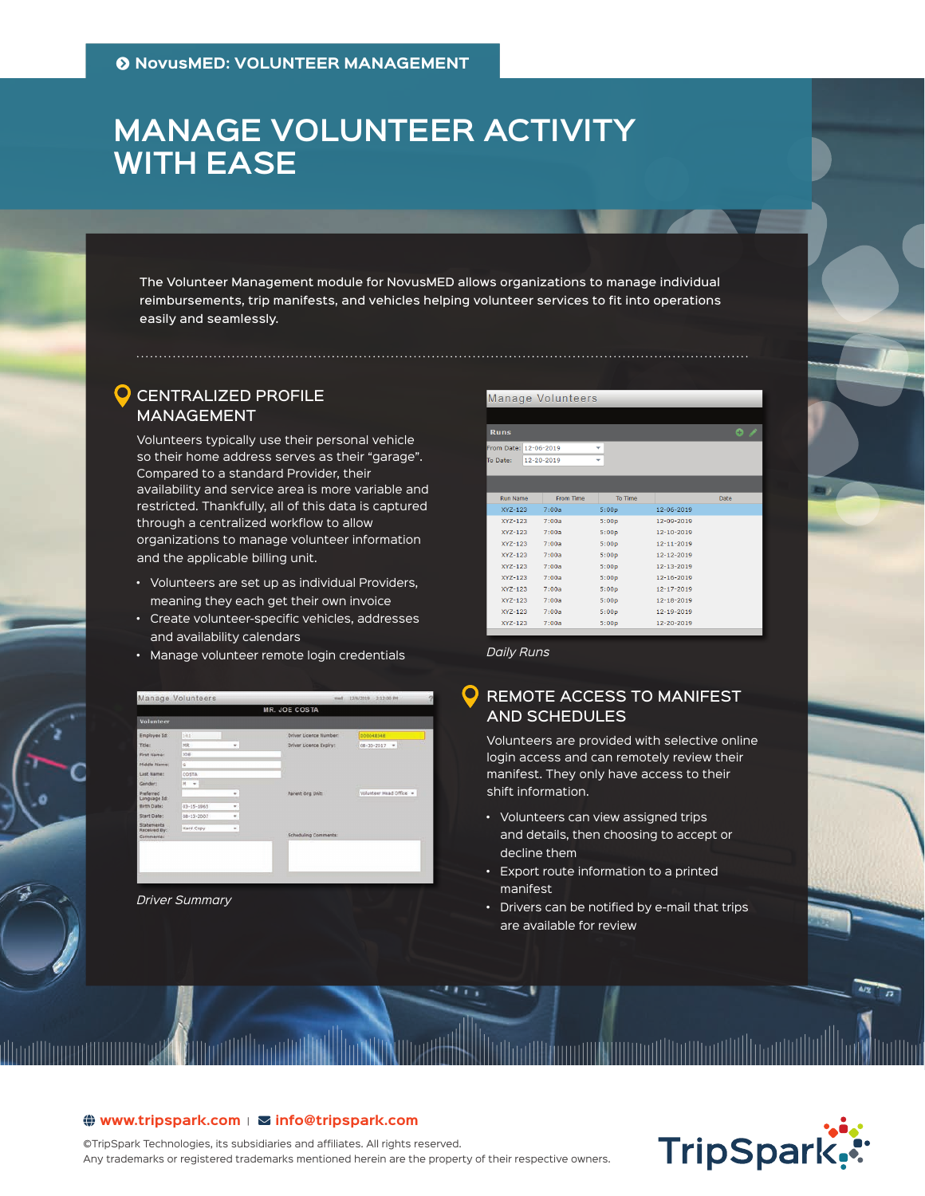**NovusMED: VOLUNTEER MANAGEMENT**

# MANAGE VOLUNTEER ACTIVITY WITH EASE

The Volunteer Management module for NovusMED allows organizations to manage individual reimbursements, trip manifests, and vehicles helping volunteer services to fit into operations easily and seamlessly.

## CENTRALIZED PROFILE MANAGEMENT

Volunteers typically use their personal vehicle so their home address serves as their "garage". Compared to a standard Provider, their availability and service area is more variable and restricted. Thankfully, all of this data is captured through a centralized workflow to allow organizations to manage volunteer information and the applicable billing unit.

- Volunteers are set up as individual Providers, meaning they each get their own invoice
- Create volunteer-specific vehicles, addresses and availability calendars
- Manage volunteer remote login credentials

*Daily Runs*

*Driver Summary*

## REMOTE ACCESS TO MANIFEST AND SCHEDULES

Volunteers are provided with selective online login access and can remotely review their manifest. They only have access to their shift information.

- Volunteers can view assigned trips and details, then choosing to accept or decline them
- Export route information to a printed manifest
- Drivers can be notified by e-mail that trips are available for review

www.tripspark.com | info@tripspark.com

©TripSpark Technologies, its subsidiaries and affiliates. All rights reserved.
Any trademarks or registered trademarks mentioned herein are the property of their respective owners.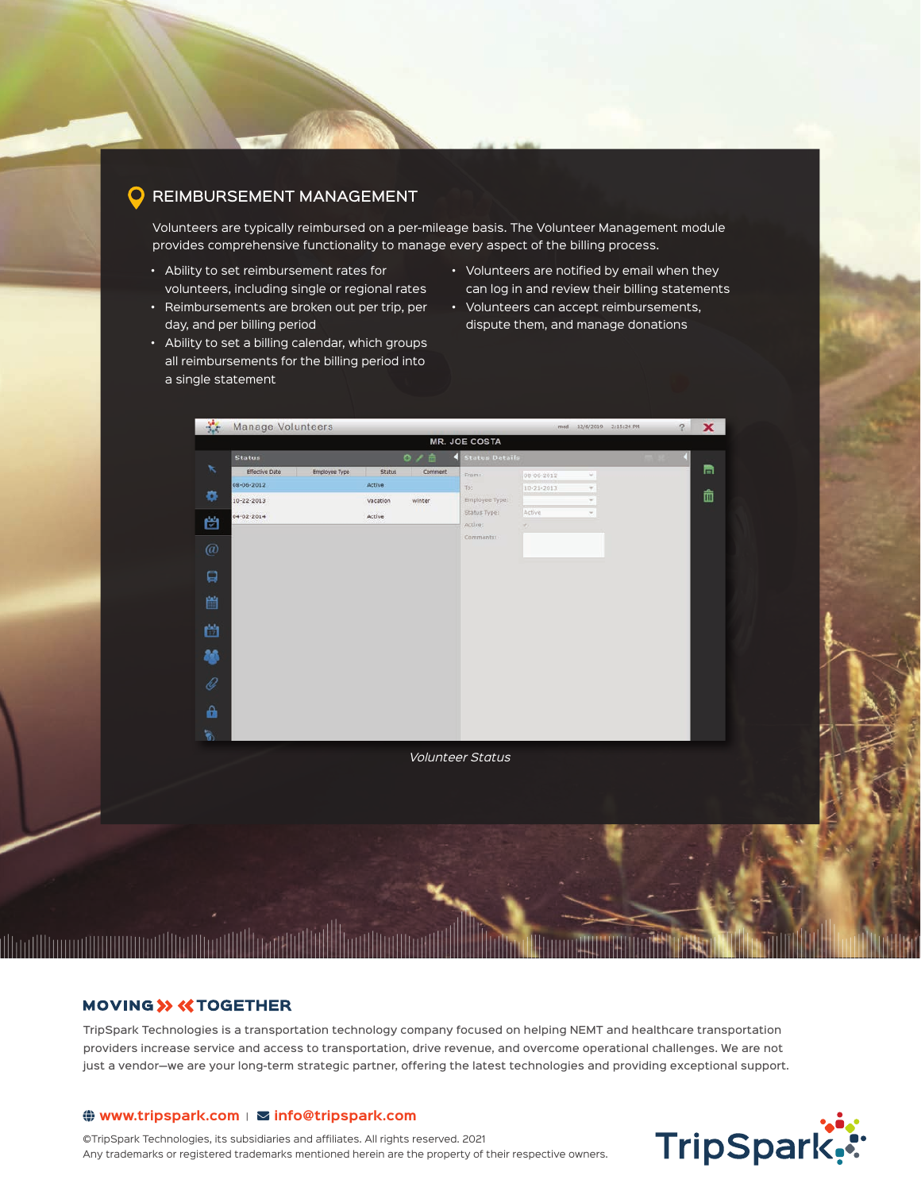## REIMBURSEMENT MANAGEMENT

Volunteers are typically reimbursed on a per-mileage basis. The Volunteer Management module provides comprehensive functionality to manage every aspect of the billing process.

- Ability to set reimbursement rates for volunteers, including single or regional rates
- Reimbursements are broken out per trip, per day, and per billing period
- Ability to set a billing calendar, which groups all reimbursements for the billing period into a single statement
- Volunteers are notified by email when they can log in and review their billing statements
- Volunteers can accept reimbursements, dispute them, and manage donations

*Volunteer Status*

**MOVING » « TOGETHER**

TripSpark Technologies is a transportation technology company focused on helping NEMT and healthcare transportation providers increase service and access to transportation, drive revenue, and overcome operational challenges. We are not just a vendor—we are your long-term strategic partner, offering the latest technologies and providing exceptional support.

www.tripspark.com | info@tripspark.com

©TripSpark Technologies, its subsidiaries and affiliates. All rights reserved. 2021
Any trademarks or registered trademarks mentioned herein are the property of their respective owners.

TripSpark